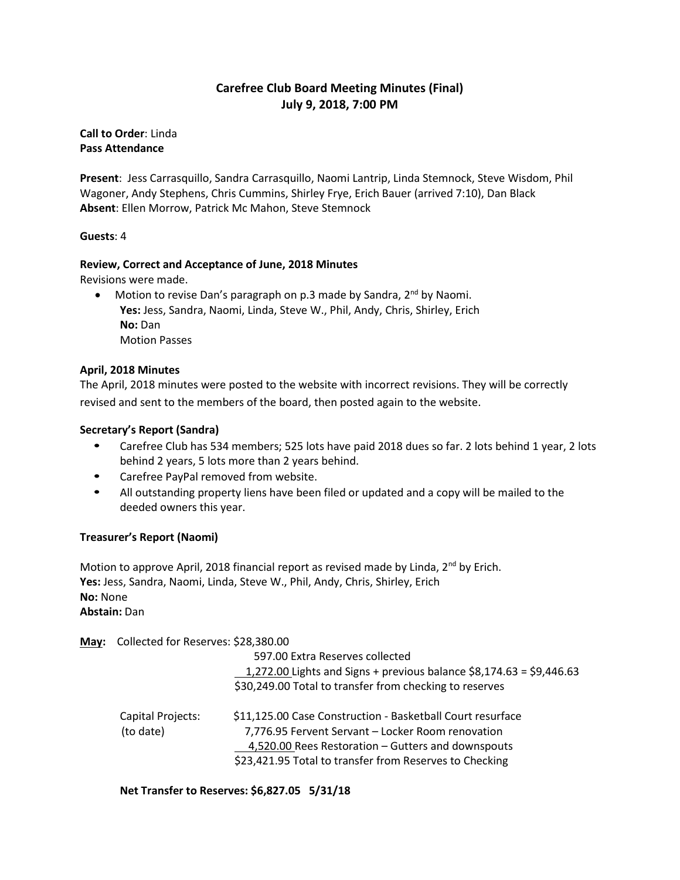# Carefree Club Board Meeting Minutes (Final)
## July 9, 2018, 7:00 PM

**Call to Order**: Linda
**Pass Attendance**

**Present**: Jess Carrasquillo, Sandra Carrasquillo, Naomi Lantrip, Linda Stemnock, Steve Wisdom, Phil Wagoner, Andy Stephens, Chris Cummins, Shirley Frye, Erich Bauer (arrived 7:10), Dan Black
**Absent**: Ellen Morrow, Patrick Mc Mahon, Steve Stemnock

**Guests**: 4

**Review, Correct and Acceptance of June, 2018 Minutes**
Revisions were made.

- Motion to revise Dan's paragraph on p.3 made by Sandra, 2nd by Naomi.
  **Yes:** Jess, Sandra, Naomi, Linda, Steve W., Phil, Andy, Chris, Shirley, Erich
  **No:** Dan
  Motion Passes

**April, 2018 Minutes**
The April, 2018 minutes were posted to the website with incorrect revisions. They will be correctly revised and sent to the members of the board, then posted again to the website.

**Secretary's Report (Sandra)**

- Carefree Club has 534 members; 525 lots have paid 2018 dues so far. 2 lots behind 1 year, 2 lots behind 2 years, 5 lots more than 2 years behind.
- Carefree PayPal removed from website.
- All outstanding property liens have been filed or updated and a copy will be mailed to the deeded owners this year.

**Treasurer's Report (Naomi)**

Motion to approve April, 2018 financial report as revised made by Linda, 2nd by Erich.
**Yes:** Jess, Sandra, Naomi, Linda, Steve W., Phil, Andy, Chris, Shirley, Erich
**No:** None
**Abstain:** Dan

**May:** Collected for Reserves: $28,380.00
597.00 Extra Reserves collected
1,272.00 Lights and Signs + previous balance $8,174.63 = $9,446.63
$30,249.00 Total to transfer from checking to reserves

Capital Projects: (to date)
$11,125.00 Case Construction - Basketball Court resurface
7,776.95 Fervent Servant – Locker Room renovation
4,520.00 Rees Restoration – Gutters and downspouts
$23,421.95 Total to transfer from Reserves to Checking

**Net Transfer to Reserves: $6,827.05 5/31/18**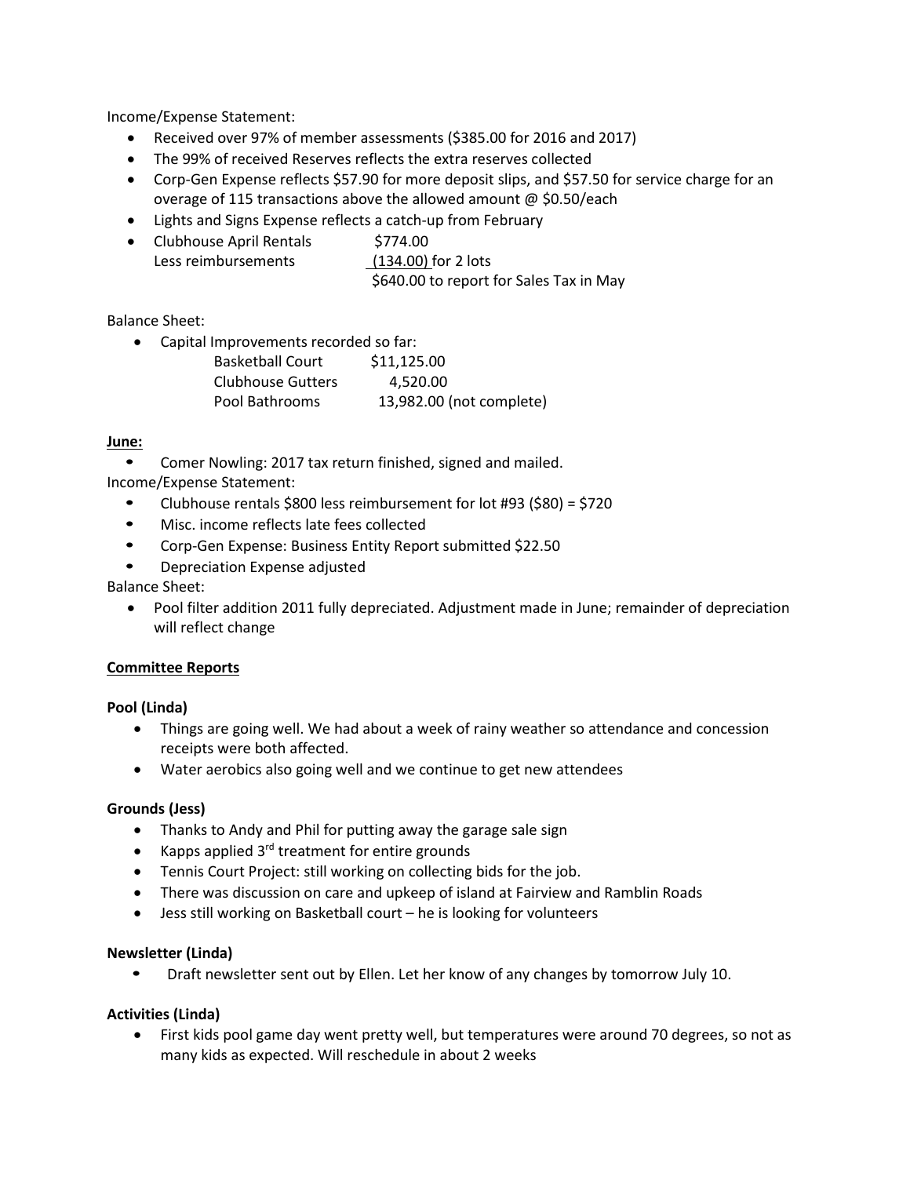Income/Expense Statement:

- Received over 97% of member assessments ($385.00 for 2016 and 2017)
- The 99% of received Reserves reflects the extra reserves collected
- Corp-Gen Expense reflects $57.90 for more deposit slips, and $57.50 for service charge for an overage of 115 transactions above the allowed amount @ $0.50/each
- Lights and Signs Expense reflects a catch-up from February
- Clubhouse April Rentals $774.00
  Less reimbursements (134.00) for 2 lots
  $640.00 to report for Sales Tax in May

Balance Sheet:

- Capital Improvements recorded so far:

| | |
|---|---|
| Basketball Court | $11,125.00 |
| Clubhouse Gutters | 4,520.00 |
| Pool Bathrooms | 13,982.00 (not complete) |

**June:**

- Comer Nowling: 2017 tax return finished, signed and mailed.

Income/Expense Statement:

- Clubhouse rentals $800 less reimbursement for lot #93 ($80) = $720
- Misc. income reflects late fees collected
- Corp-Gen Expense: Business Entity Report submitted $22.50
- Depreciation Expense adjusted

Balance Sheet:

- Pool filter addition 2011 fully depreciated. Adjustment made in June; remainder of depreciation will reflect change

**Committee Reports**

**Pool (Linda)**

- Things are going well. We had about a week of rainy weather so attendance and concession receipts were both affected.
- Water aerobics also going well and we continue to get new attendees

**Grounds (Jess)**

- Thanks to Andy and Phil for putting away the garage sale sign
- Kapps applied 3rd treatment for entire grounds
- Tennis Court Project: still working on collecting bids for the job.
- There was discussion on care and upkeep of island at Fairview and Ramblin Roads
- Jess still working on Basketball court – he is looking for volunteers

**Newsletter (Linda)**

- Draft newsletter sent out by Ellen. Let her know of any changes by tomorrow July 10.

**Activities (Linda)**

- First kids pool game day went pretty well, but temperatures were around 70 degrees, so not as many kids as expected. Will reschedule in about 2 weeks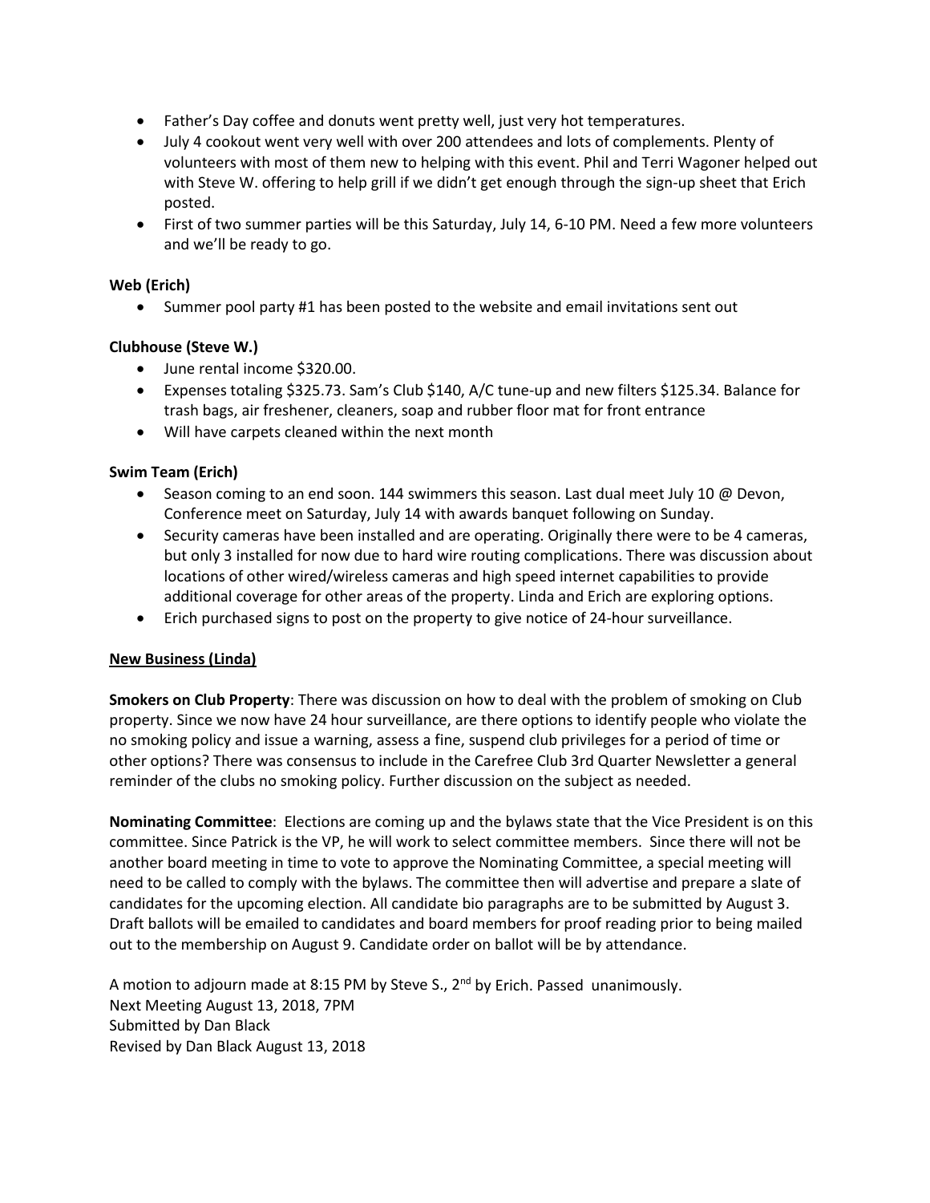- Father's Day coffee and donuts went pretty well, just very hot temperatures.
- July 4 cookout went very well with over 200 attendees and lots of complements. Plenty of volunteers with most of them new to helping with this event. Phil and Terri Wagoner helped out with Steve W. offering to help grill if we didn't get enough through the sign-up sheet that Erich posted.
- First of two summer parties will be this Saturday, July 14, 6-10 PM. Need a few more volunteers and we'll be ready to go.

**Web (Erich)**

- Summer pool party #1 has been posted to the website and email invitations sent out

**Clubhouse (Steve W.)**

- June rental income $320.00.
- Expenses totaling $325.73. Sam's Club $140, A/C tune-up and new filters $125.34. Balance for trash bags, air freshener, cleaners, soap and rubber floor mat for front entrance
- Will have carpets cleaned within the next month

**Swim Team (Erich)**

- Season coming to an end soon. 144 swimmers this season. Last dual meet July 10 @ Devon, Conference meet on Saturday, July 14 with awards banquet following on Sunday.
- Security cameras have been installed and are operating. Originally there were to be 4 cameras, but only 3 installed for now due to hard wire routing complications. There was discussion about locations of other wired/wireless cameras and high speed internet capabilities to provide additional coverage for other areas of the property. Linda and Erich are exploring options.
- Erich purchased signs to post on the property to give notice of 24-hour surveillance.

**<u>New Business (Linda)</u>**

**Smokers on Club Property**: There was discussion on how to deal with the problem of smoking on Club property. Since we now have 24 hour surveillance, are there options to identify people who violate the no smoking policy and issue a warning, assess a fine, suspend club privileges for a period of time or other options? There was consensus to include in the Carefree Club 3rd Quarter Newsletter a general reminder of the clubs no smoking policy. Further discussion on the subject as needed.

**Nominating Committee**: Elections are coming up and the bylaws state that the Vice President is on this committee. Since Patrick is the VP, he will work to select committee members. Since there will not be another board meeting in time to vote to approve the Nominating Committee, a special meeting will need to be called to comply with the bylaws. The committee then will advertise and prepare a slate of candidates for the upcoming election. All candidate bio paragraphs are to be submitted by August 3. Draft ballots will be emailed to candidates and board members for proof reading prior to being mailed out to the membership on August 9. Candidate order on ballot will be by attendance.

A motion to adjourn made at 8:15 PM by Steve S., 2nd by Erich. Passed unanimously.
Next Meeting August 13, 2018, 7PM
Submitted by Dan Black
Revised by Dan Black August 13, 2018